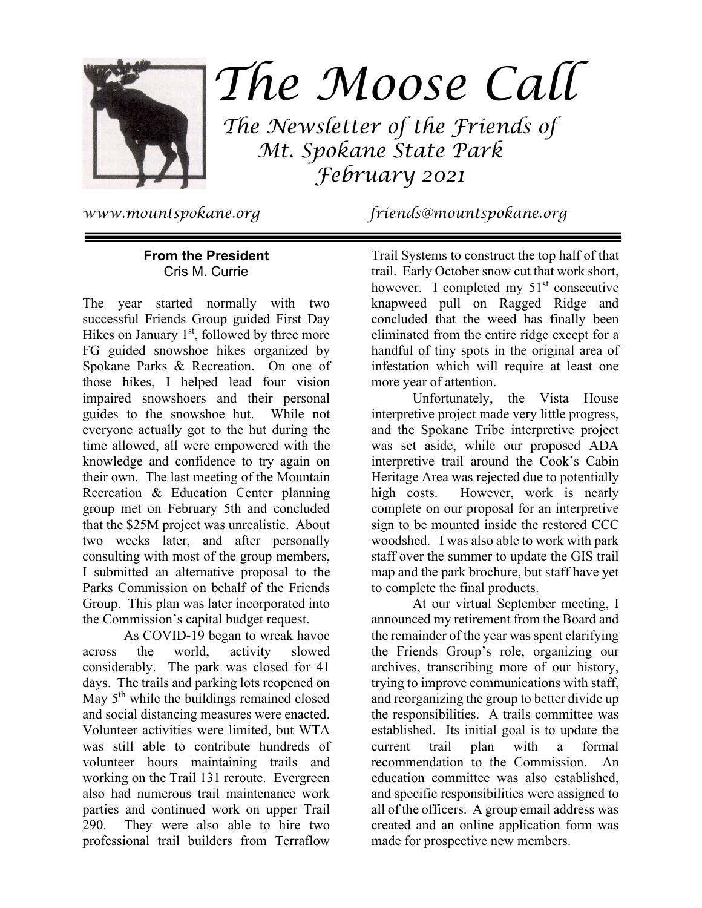# The Moose Call

*The Newsletter of the Friends of Mt. Spokane State Park*
*February 2021*

*www.mountspokane.org* *friends@mountspokane.org*

---

### From the President

Cris M. Currie

The year started normally with two successful Friends Group guided First Day Hikes on January 1st, followed by three more FG guided snowshoe hikes organized by Spokane Parks & Recreation. On one of those hikes, I helped lead four vision impaired snowshoers and their personal guides to the snowshoe hut. While not everyone actually got to the hut during the time allowed, all were empowered with the knowledge and confidence to try again on their own. The last meeting of the Mountain Recreation & Education Center planning group met on February 5th and concluded that the $25M project was unrealistic. About two weeks later, and after personally consulting with most of the group members, I submitted an alternative proposal to the Parks Commission on behalf of the Friends Group. This plan was later incorporated into the Commission's capital budget request.

As COVID-19 began to wreak havoc across the world, activity slowed considerably. The park was closed for 41 days. The trails and parking lots reopened on May 5th while the buildings remained closed and social distancing measures were enacted. Volunteer activities were limited, but WTA was still able to contribute hundreds of volunteer hours maintaining trails and working on the Trail 131 reroute. Evergreen also had numerous trail maintenance work parties and continued work on upper Trail 290. They were also able to hire two professional trail builders from Terraflow Trail Systems to construct the top half of that trail. Early October snow cut that work short, however. I completed my 51st consecutive knapweed pull on Ragged Ridge and concluded that the weed has finally been eliminated from the entire ridge except for a handful of tiny spots in the original area of infestation which will require at least one more year of attention.

Unfortunately, the Vista House interpretive project made very little progress, and the Spokane Tribe interpretive project was set aside, while our proposed ADA interpretive trail around the Cook's Cabin Heritage Area was rejected due to potentially high costs. However, work is nearly complete on our proposal for an interpretive sign to be mounted inside the restored CCC woodshed. I was also able to work with park staff over the summer to update the GIS trail map and the park brochure, but staff have yet to complete the final products.

At our virtual September meeting, I announced my retirement from the Board and the remainder of the year was spent clarifying the Friends Group's role, organizing our archives, transcribing more of our history, trying to improve communications with staff, and reorganizing the group to better divide up the responsibilities. A trails committee was established. Its initial goal is to update the current trail plan with a formal recommendation to the Commission. An education committee was also established, and specific responsibilities were assigned to all of the officers. A group email address was created and an online application form was made for prospective new members.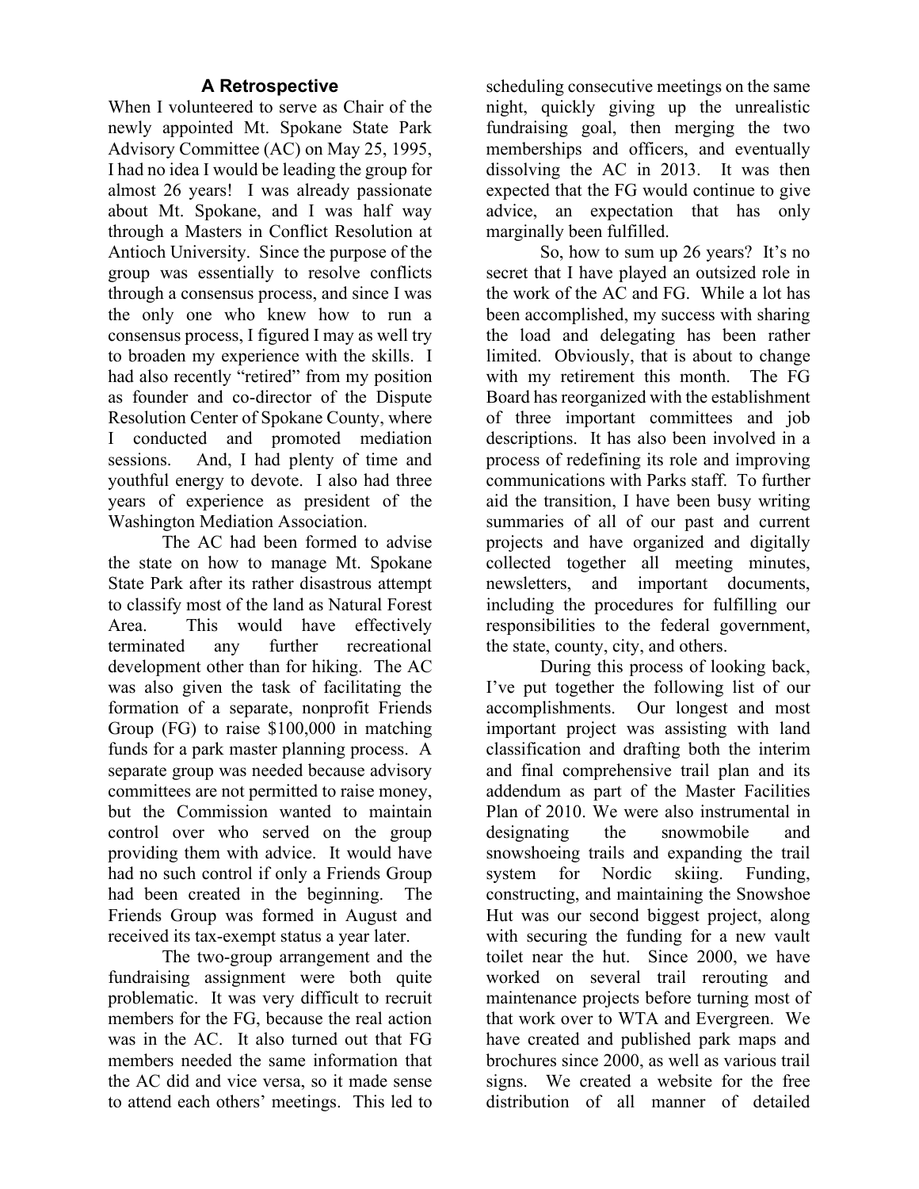## A Retrospective

When I volunteered to serve as Chair of the newly appointed Mt. Spokane State Park Advisory Committee (AC) on May 25, 1995, I had no idea I would be leading the group for almost 26 years! I was already passionate about Mt. Spokane, and I was half way through a Masters in Conflict Resolution at Antioch University. Since the purpose of the group was essentially to resolve conflicts through a consensus process, and since I was the only one who knew how to run a consensus process, I figured I may as well try to broaden my experience with the skills. I had also recently "retired" from my position as founder and co-director of the Dispute Resolution Center of Spokane County, where I conducted and promoted mediation sessions. And, I had plenty of time and youthful energy to devote. I also had three years of experience as president of the Washington Mediation Association.

The AC had been formed to advise the state on how to manage Mt. Spokane State Park after its rather disastrous attempt to classify most of the land as Natural Forest Area. This would have effectively terminated any further recreational development other than for hiking. The AC was also given the task of facilitating the formation of a separate, nonprofit Friends Group (FG) to raise $100,000 in matching funds for a park master planning process. A separate group was needed because advisory committees are not permitted to raise money, but the Commission wanted to maintain control over who served on the group providing them with advice. It would have had no such control if only a Friends Group had been created in the beginning. The Friends Group was formed in August and received its tax-exempt status a year later.

The two-group arrangement and the fundraising assignment were both quite problematic. It was very difficult to recruit members for the FG, because the real action was in the AC. It also turned out that FG members needed the same information that the AC did and vice versa, so it made sense to attend each others' meetings. This led to scheduling consecutive meetings on the same night, quickly giving up the unrealistic fundraising goal, then merging the two memberships and officers, and eventually dissolving the AC in 2013. It was then expected that the FG would continue to give advice, an expectation that has only marginally been fulfilled.

So, how to sum up 26 years? It's no secret that I have played an outsized role in the work of the AC and FG. While a lot has been accomplished, my success with sharing the load and delegating has been rather limited. Obviously, that is about to change with my retirement this month. The FG Board has reorganized with the establishment of three important committees and job descriptions. It has also been involved in a process of redefining its role and improving communications with Parks staff. To further aid the transition, I have been busy writing summaries of all of our past and current projects and have organized and digitally collected together all meeting minutes, newsletters, and important documents, including the procedures for fulfilling our responsibilities to the federal government, the state, county, city, and others.

During this process of looking back, I've put together the following list of our accomplishments. Our longest and most important project was assisting with land classification and drafting both the interim and final comprehensive trail plan and its addendum as part of the Master Facilities Plan of 2010. We were also instrumental in designating the snowmobile and snowshoeing trails and expanding the trail system for Nordic skiing. Funding, constructing, and maintaining the Snowshoe Hut was our second biggest project, along with securing the funding for a new vault toilet near the hut. Since 2000, we have worked on several trail rerouting and maintenance projects before turning most of that work over to WTA and Evergreen. We have created and published park maps and brochures since 2000, as well as various trail signs. We created a website for the free distribution of all manner of detailed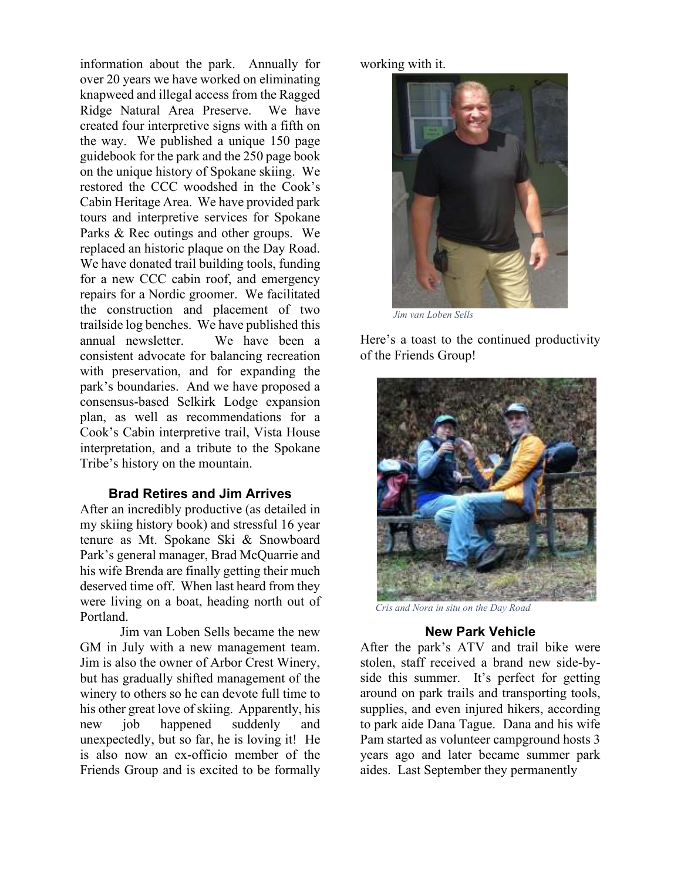information about the park. Annually for over 20 years we have worked on eliminating knapweed and illegal access from the Ragged Ridge Natural Area Preserve. We have created four interpretive signs with a fifth on the way. We published a unique 150 page guidebook for the park and the 250 page book on the unique history of Spokane skiing. We restored the CCC woodshed in the Cook's Cabin Heritage Area. We have provided park tours and interpretive services for Spokane Parks & Rec outings and other groups. We replaced an historic plaque on the Day Road. We have donated trail building tools, funding for a new CCC cabin roof, and emergency repairs for a Nordic groomer. We facilitated the construction and placement of two trailside log benches. We have published this annual newsletter. We have been a consistent advocate for balancing recreation with preservation, and for expanding the park's boundaries. And we have proposed a consensus-based Selkirk Lodge expansion plan, as well as recommendations for a Cook's Cabin interpretive trail, Vista House interpretation, and a tribute to the Spokane Tribe's history on the mountain.

### Brad Retires and Jim Arrives

After an incredibly productive (as detailed in my skiing history book) and stressful 16 year tenure as Mt. Spokane Ski & Snowboard Park's general manager, Brad McQuarrie and his wife Brenda are finally getting their much deserved time off. When last heard from they were living on a boat, heading north out of Portland.

Jim van Loben Sells became the new GM in July with a new management team. Jim is also the owner of Arbor Crest Winery, but has gradually shifted management of the winery to others so he can devote full time to his other great love of skiing. Apparently, his new job happened suddenly and unexpectedly, but so far, he is loving it! He is also now an ex-officio member of the Friends Group and is excited to be formally working with it.

*Jim van Loben Sells*

Here's a toast to the continued productivity of the Friends Group!

*Cris and Nora in situ on the Day Road*

### New Park Vehicle

After the park's ATV and trail bike were stolen, staff received a brand new side-by-side this summer. It's perfect for getting around on park trails and transporting tools, supplies, and even injured hikers, according to park aide Dana Tague. Dana and his wife Pam started as volunteer campground hosts 3 years ago and later became summer park aides. Last September they permanently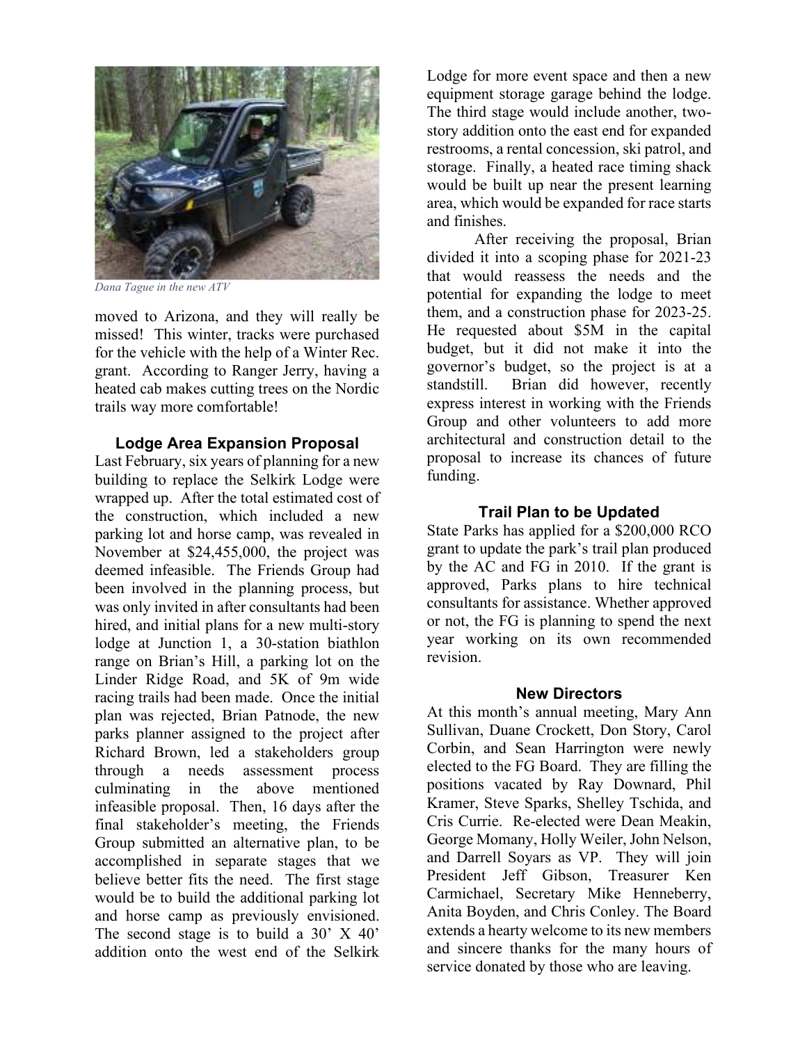*Dana Tague in the new ATV*

moved to Arizona, and they will really be missed! This winter, tracks were purchased for the vehicle with the help of a Winter Rec. grant. According to Ranger Jerry, having a heated cab makes cutting trees on the Nordic trails way more comfortable!

## Lodge Area Expansion Proposal

Last February, six years of planning for a new building to replace the Selkirk Lodge were wrapped up. After the total estimated cost of the construction, which included a new parking lot and horse camp, was revealed in November at $24,455,000, the project was deemed infeasible. The Friends Group had been involved in the planning process, but was only invited in after consultants had been hired, and initial plans for a new multi-story lodge at Junction 1, a 30-station biathlon range on Brian's Hill, a parking lot on the Linder Ridge Road, and 5K of 9m wide racing trails had been made. Once the initial plan was rejected, Brian Patnode, the new parks planner assigned to the project after Richard Brown, led a stakeholders group through a needs assessment process culminating in the above mentioned infeasible proposal. Then, 16 days after the final stakeholder's meeting, the Friends Group submitted an alternative plan, to be accomplished in separate stages that we believe better fits the need. The first stage would be to build the additional parking lot and horse camp as previously envisioned. The second stage is to build a 30' X 40' addition onto the west end of the Selkirk Lodge for more event space and then a new equipment storage garage behind the lodge. The third stage would include another, two-story addition onto the east end for expanded restrooms, a rental concession, ski patrol, and storage. Finally, a heated race timing shack would be built up near the present learning area, which would be expanded for race starts and finishes.

After receiving the proposal, Brian divided it into a scoping phase for 2021-23 that would reassess the needs and the potential for expanding the lodge to meet them, and a construction phase for 2023-25. He requested about $5M in the capital budget, but it did not make it into the governor's budget, so the project is at a standstill. Brian did however, recently express interest in working with the Friends Group and other volunteers to add more architectural and construction detail to the proposal to increase its chances of future funding.

## Trail Plan to be Updated

State Parks has applied for a $200,000 RCO grant to update the park's trail plan produced by the AC and FG in 2010. If the grant is approved, Parks plans to hire technical consultants for assistance. Whether approved or not, the FG is planning to spend the next year working on its own recommended revision.

## New Directors

At this month's annual meeting, Mary Ann Sullivan, Duane Crockett, Don Story, Carol Corbin, and Sean Harrington were newly elected to the FG Board. They are filling the positions vacated by Ray Downard, Phil Kramer, Steve Sparks, Shelley Tschida, and Cris Currie. Re-elected were Dean Meakin, George Momany, Holly Weiler, John Nelson, and Darrell Soyars as VP. They will join President Jeff Gibson, Treasurer Ken Carmichael, Secretary Mike Henneberry, Anita Boyden, and Chris Conley. The Board extends a hearty welcome to its new members and sincere thanks for the many hours of service donated by those who are leaving.